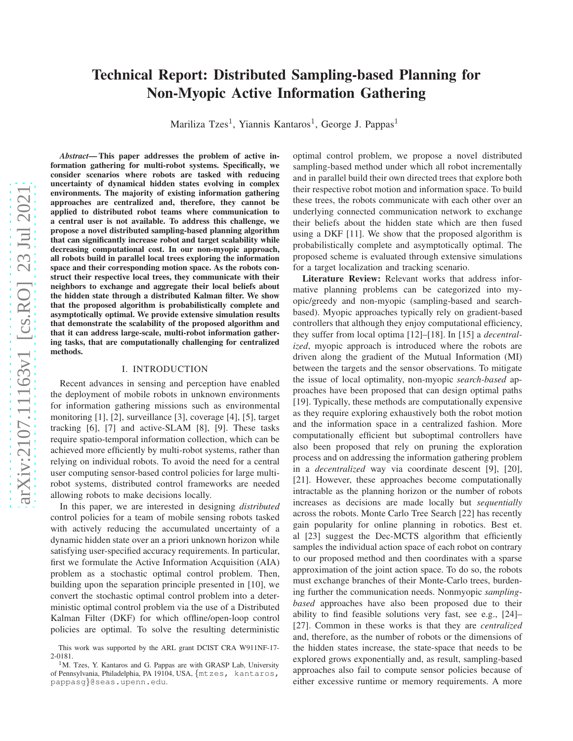# Technical Report: Distributed Sampling-based Planning for Non-Myopic Active Information Gathering

Mariliza Tzes[1], Yiannis Kantaros[1], George J. Pappas[1]

***Abstract*— This paper addresses the problem of active information gathering for multi-robot systems. Specifically, we consider scenarios where robots are tasked with reducing uncertainty of dynamical hidden states evolving in complex environments. The majority of existing information gathering approaches are centralized and, therefore, they cannot be applied to distributed robot teams where communication to a central user is not available. To address this challenge, we propose a novel distributed sampling-based planning algorithm that can significantly increase robot and target scalability while decreasing computational cost. In our non-myopic approach, all robots build in parallel local trees exploring the information space and their corresponding motion space. As the robots construct their respective local trees, they communicate with their neighbors to exchange and aggregate their local beliefs about the hidden state through a distributed Kalman filter. We show that the proposed algorithm is probabilistically complete and asymptotically optimal. We provide extensive simulation results that demonstrate the scalability of the proposed algorithm and that it can address large-scale, multi-robot information gathering tasks, that are computationally challenging for centralized methods.**

## I. INTRODUCTION

Recent advances in sensing and perception have enabled the deployment of mobile robots in unknown environments for information gathering missions such as environmental monitoring [1], [2], surveillance [3], coverage [4], [5], target tracking [6], [7] and active-SLAM [8], [9]. These tasks require spatio-temporal information collection, which can be achieved more efficiently by multi-robot systems, rather than relying on individual robots. To avoid the need for a central user computing sensor-based control policies for large multi-robot systems, distributed control frameworks are needed allowing robots to make decisions locally.

In this paper, we are interested in designing *distributed* control policies for a team of mobile sensing robots tasked with actively reducing the accumulated uncertainty of a dynamic hidden state over an a priori unknown horizon while satisfying user-specified accuracy requirements. In particular, first we formulate the Active Information Acquisition (AIA) problem as a stochastic optimal control problem. Then, building upon the separation principle presented in [10], we convert the stochastic optimal control problem into a deterministic optimal control problem via the use of a Distributed Kalman Filter (DKF) for which offline/open-loop control policies are optimal. To solve the resulting deterministic optimal control problem, we propose a novel distributed sampling-based method under which all robot incrementally and in parallel build their own directed trees that explore both their respective robot motion and information space. To build these trees, the robots communicate with each other over an underlying connected communication network to exchange their beliefs about the hidden state which are then fused using a DKF [11]. We show that the proposed algorithm is probabilistically complete and asymptotically optimal. The proposed scheme is evaluated through extensive simulations for a target localization and tracking scenario.

**Literature Review:** Relevant works that address informative planning problems can be categorized into myopic/greedy and non-myopic (sampling-based and search-based). Myopic approaches typically rely on gradient-based controllers that although they enjoy computational efficiency, they suffer from local optima [12]–[18]. In [15] a *decentralized*, myopic approach is introduced where the robots are driven along the gradient of the Mutual Information (MI) between the targets and the sensor observations. To mitigate the issue of local optimality, non-myopic *search-based* approaches have been proposed that can design optimal paths [19]. Typically, these methods are computationally expensive as they require exploring exhaustively both the robot motion and the information space in a centralized fashion. More computationally efficient but suboptimal controllers have also been proposed that rely on pruning the exploration process and on addressing the information gathering problem in a *decentralized* way via coordinate descent [9], [20], [21]. However, these approaches become computationally intractable as the planning horizon or the number of robots increases as decisions are made locally but *sequentially* across the robots. Monte Carlo Tree Search [22] has recently gain popularity for online planning in robotics. Best et. al [23] suggest the Dec-MCTS algorithm that efficiently samples the individual action space of each robot on contrary to our proposed method and then coordinates with a sparse approximation of the joint action space. To do so, the robots must exchange branches of their Monte-Carlo trees, burdening further the communication needs. Nonmyopic *sampling-based* approaches have also been proposed due to their ability to find feasible solutions very fast, see e.g., [24]–[27]. Common in these works is that they are *centralized* and, therefore, as the number of robots or the dimensions of the hidden states increase, the state-space that needs to be explored grows exponentially and, as result, sampling-based approaches also fail to compute sensor policies because of either excessive runtime or memory requirements. A more

This work was supported by the ARL grant DCIST CRA W911NF-17-2-0181.

[1]M. Tzes, Y. Kantaros and G. Pappas are with GRASP Lab, University of Pennsylvania, Philadelphia, PA 19104, USA, {mtzes, kantaros, pappasg}@seas.upenn.edu.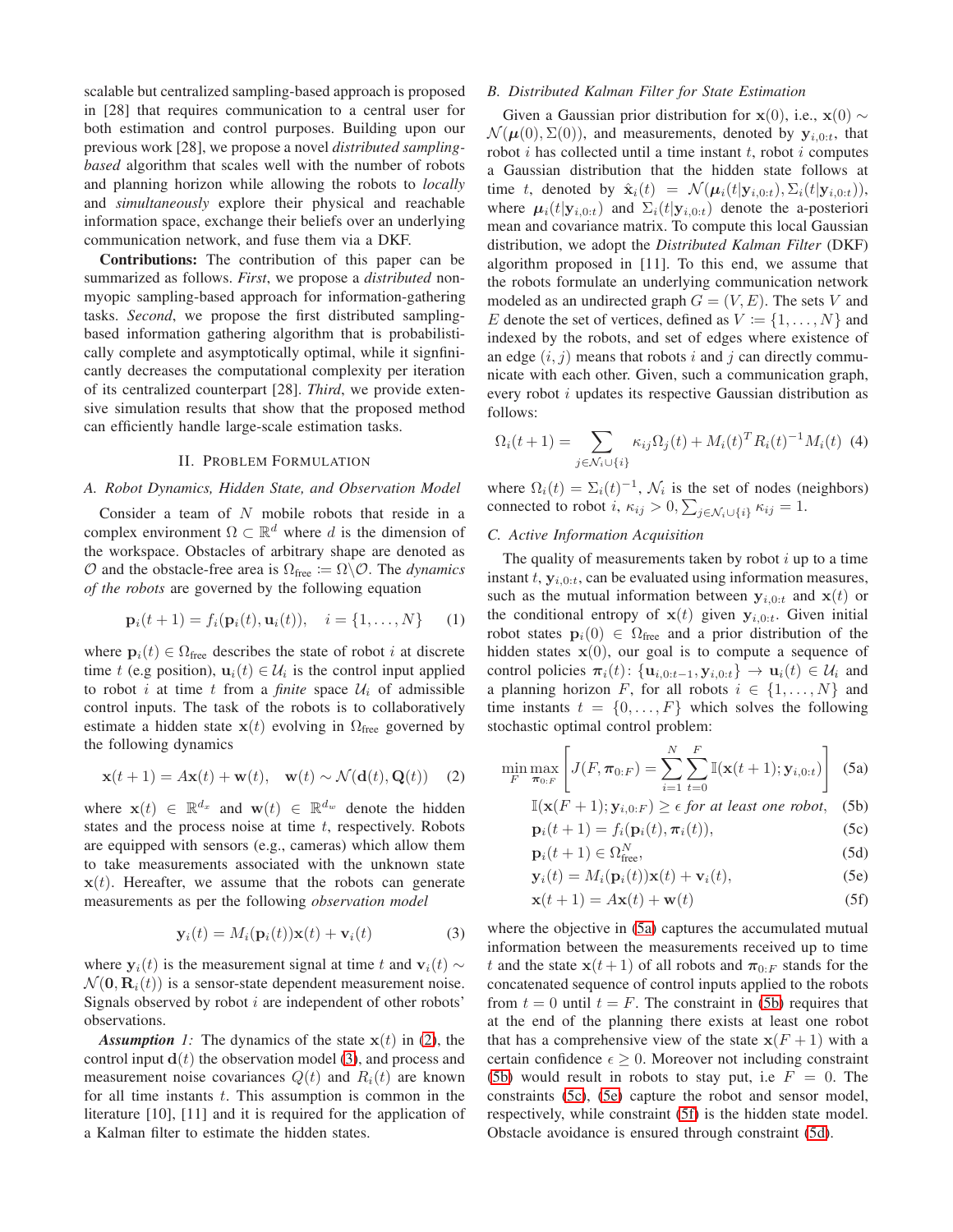scalable but centralized sampling-based approach is proposed in [28] that requires communication to a central user for both estimation and control purposes. Building upon our previous work [28], we propose a novel *distributed sampling-based* algorithm that scales well with the number of robots and planning horizon while allowing the robots to *locally* and *simultaneously* explore their physical and reachable information space, exchange their beliefs over an underlying communication network, and fuse them via a DKF.

**Contributions:** The contribution of this paper can be summarized as follows. *First*, we propose a *distributed* non-myopic sampling-based approach for information-gathering tasks. *Second*, we propose the first distributed sampling-based information gathering algorithm that is probabilistically complete and asymptotically optimal, while it signficantly decreases the computational complexity per iteration of its centralized counterpart [28]. *Third*, we provide extensive simulation results that show that the proposed method can efficiently handle large-scale estimation tasks.

## II. Problem Formulation

### A. Robot Dynamics, Hidden State, and Observation Model

Consider a team of $N$ mobile robots that reside in a complex environment $\Omega \subset \mathbb{R}^d$ where $d$ is the dimension of the workspace. Obstacles of arbitrary shape are denoted as $\mathcal{O}$ and the obstacle-free area is $\Omega_{\text{free}} \coloneqq \Omega \backslash \mathcal{O}$. The *dynamics of the robots* are governed by the following equation

$$\mathbf{p}_i(t+1) = f_i(\mathbf{p}_i(t), \mathbf{u}_i(t)), \quad i = \{1, \dots, N\} \tag{1}$$

where $\mathbf{p}_i(t) \in \Omega_{\text{free}}$ describes the state of robot $i$ at discrete time $t$ (e.g position), $\mathbf{u}_i(t) \in \mathcal{U}_i$ is the control input applied to robot $i$ at time $t$ from a *finite* space $\mathcal{U}_i$ of admissible control inputs. The task of the robots is to collaboratively estimate a hidden state $\mathbf{x}(t)$ evolving in $\Omega_{\text{free}}$ governed by the following dynamics

$$\mathbf{x}(t+1) = A\mathbf{x}(t) + \mathbf{w}(t), \quad \mathbf{w}(t) \sim \mathcal{N}(\mathbf{d}(t), \mathbf{Q}(t)) \tag{2}$$

where $\mathbf{x}(t) \in \mathbb{R}^{d_x}$ and $\mathbf{w}(t) \in \mathbb{R}^{d_w}$ denote the hidden states and the process noise at time $t$, respectively. Robots are equipped with sensors (e.g., cameras) which allow them to take measurements associated with the unknown state $\mathbf{x}(t)$. Hereafter, we assume that the robots can generate measurements as per the following *observation model*

$$\mathbf{y}_i(t) = M_i(\mathbf{p}_i(t))\mathbf{x}(t) + \mathbf{v}_i(t) \tag{3}$$

where $\mathbf{y}_i(t)$ is the measurement signal at time $t$ and $\mathbf{v}_i(t) \sim \mathcal{N}(\mathbf{0}, \mathbf{R}_i(t))$ is a sensor-state dependent measurement noise. Signals observed by robot $i$ are independent of other robots' observations.

***Assumption** 1:* The dynamics of the state $\mathbf{x}(t)$ in (2), the control input $\mathbf{d}(t)$ the observation model (3), and process and measurement noise covariances $Q(t)$ and $R_i(t)$ are known for all time instants $t$. This assumption is common in the literature [10], [11] and it is required for the application of a Kalman filter to estimate the hidden states.

### B. Distributed Kalman Filter for State Estimation

Given a Gaussian prior distribution for $\mathbf{x}(0)$, i.e., $\mathbf{x}(0) \sim \mathcal{N}(\boldsymbol{\mu}(0), \Sigma(0))$, and measurements, denoted by $\mathbf{y}_{i,0:t}$, that robot $i$ has collected until a time instant $t$, robot $i$ computes a Gaussian distribution that the hidden state follows at time $t$, denoted by $\hat{\mathbf{x}}_i(t) = \mathcal{N}(\boldsymbol{\mu}_i(t|\mathbf{y}_{i,0:t}), \Sigma_i(t|\mathbf{y}_{i,0:t}))$, where $\boldsymbol{\mu}_i(t|\mathbf{y}_{i,0:t})$ and $\Sigma_i(t|\mathbf{y}_{i,0:t})$ denote the a-posteriori mean and covariance matrix. To compute this local Gaussian distribution, we adopt the *Distributed Kalman Filter* (DKF) algorithm proposed in [11]. To this end, we assume that the robots formulate an underlying communication network modeled as an undirected graph $G = (V, E)$. The sets $V$ and $E$ denote the set of vertices, defined as $V \coloneqq \{1, \dots, N\}$ and indexed by the robots, and set of edges where existence of an edge $(i, j)$ means that robots $i$ and $j$ can directly communicate with each other. Given, such a communication graph, every robot $i$ updates its respective Gaussian distribution as follows:

$$\Omega_i(t+1) = \sum_{j \in \mathcal{N}_i \cup \{i\}} \kappa_{ij} \Omega_j(t) + M_i(t)^T R_i(t)^{-1} M_i(t) \tag{4}$$

where $\Omega_i(t) = \Sigma_i(t)^{-1}$, $\mathcal{N}_i$ is the set of nodes (neighbors) connected to robot $i$, $\kappa_{ij} > 0, \sum_{j \in \mathcal{N}_i \cup \{i\}} \kappa_{ij} = 1$.

### C. Active Information Acquisition

The quality of measurements taken by robot $i$ up to a time instant $t$, $\mathbf{y}_{i,0:t}$, can be evaluated using information measures, such as the mutual information between $\mathbf{y}_{i,0:t}$ and $\mathbf{x}(t)$ or the conditional entropy of $\mathbf{x}(t)$ given $\mathbf{y}_{i,0:t}$. Given initial robot states $\mathbf{p}_i(0) \in \Omega_{\text{free}}$ and a prior distribution of the hidden states $\mathbf{x}(0)$, our goal is to compute a sequence of control policies $\boldsymbol{\pi}_i(t)$: $\{\mathbf{u}_{i,0:t-1}, \mathbf{y}_{i,0:t}\} \rightarrow \mathbf{u}_i(t) \in \mathcal{U}_i$ and a planning horizon $F$, for all robots $i \in \{1, \dots, N\}$ and time instants $t = \{0, \dots, F\}$ which solves the following stochastic optimal control problem:

$$\min_{F} \max_{\boldsymbol{\pi}_{0:F}} \left[ J(F, \boldsymbol{\pi}_{0:F}) = \sum_{i=1}^{N} \sum_{t=0}^{F} \mathbb{I}(\mathbf{x}(t+1); \mathbf{y}_{i,0:t}) \right] \tag{5a}$$

$$\mathbb{I}(\mathbf{x}(F+1); \mathbf{y}_{i,0:F}) \geq \epsilon \textit{ for at least one robot}, \tag{5b}$$

$$\mathbf{p}_i(t+1) = f_i(\mathbf{p}_i(t), \boldsymbol{\pi}_i(t)), \tag{5c}$$

$$\mathbf{p}_i(t+1) \in \Omega_{\text{free}}^N, \tag{5d}$$

$$\mathbf{y}_i(t) = M_i(\mathbf{p}_i(t))\mathbf{x}(t) + \mathbf{v}_i(t), \tag{5e}$$

$$\mathbf{x}(t+1) = A\mathbf{x}(t) + \mathbf{w}(t) \tag{5f}$$

where the objective in (5a) captures the accumulated mutual information between the measurements received up to time $t$ and the state $\mathbf{x}(t+1)$ of all robots and $\boldsymbol{\pi}_{0:F}$ stands for the concatenated sequence of control inputs applied to the robots from $t = 0$ until $t = F$. The constraint in (5b) requires that at the end of the planning there exists at least one robot that has a comprehensive view of the state $\mathbf{x}(F+1)$ with a certain confidence $\epsilon \geq 0$. Moreover not including constraint (5b) would result in robots to stay put, i.e $F = 0$. The constraints (5c), (5e) capture the robot and sensor model, respectively, while constraint (5f) is the hidden state model. Obstacle avoidance is ensured through constraint (5d).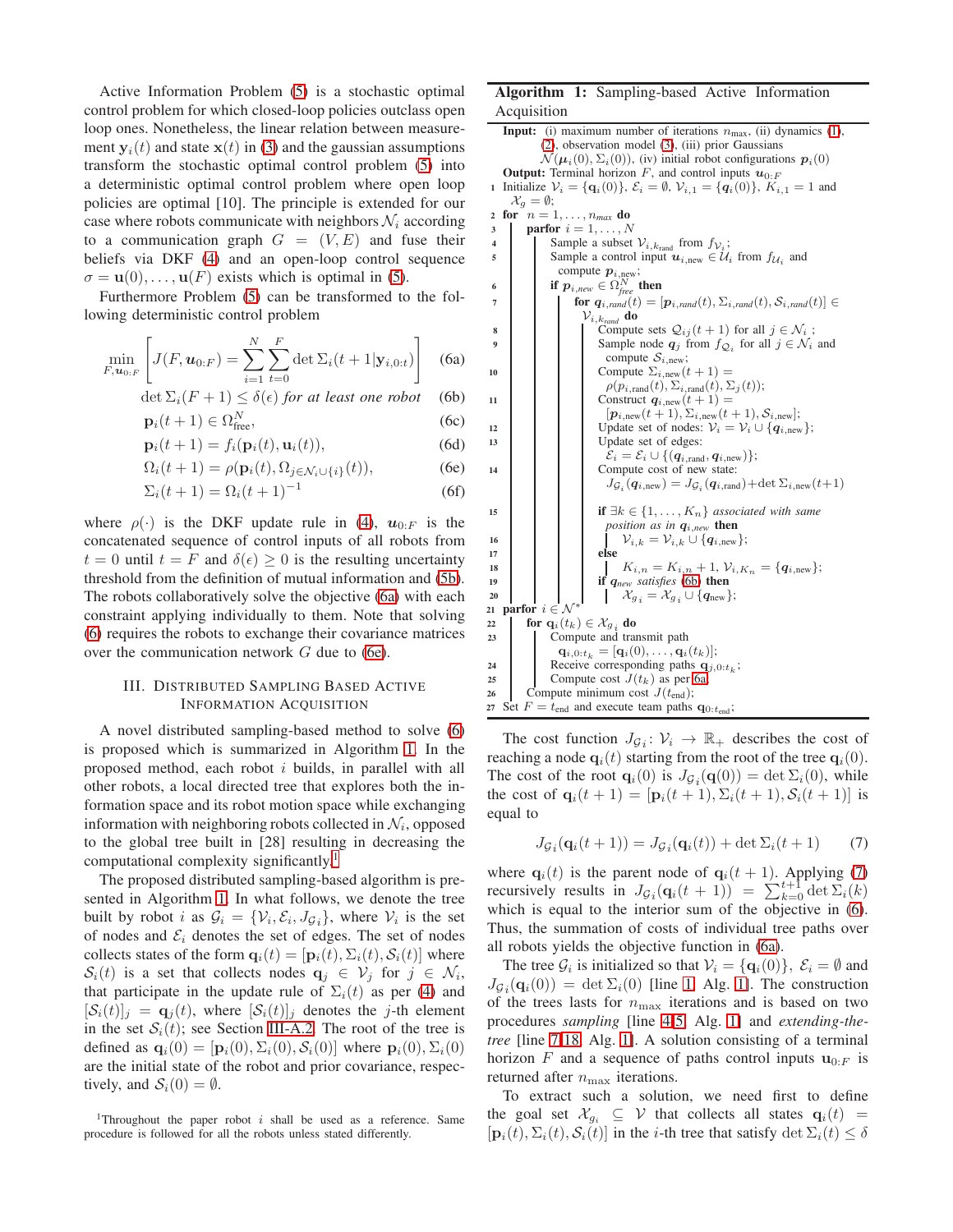Active Information Problem (5) is a stochastic optimal control problem for which closed-loop policies outclass open loop ones. Nonetheless, the linear relation between measurement $\mathbf{y}_i(t)$ and state $\mathbf{x}(t)$ in (3) and the gaussian assumptions transform the stochastic optimal control problem (5) into a deterministic optimal control problem where open loop policies are optimal [10]. The principle is extended for our case where robots communicate with neighbors $\mathcal{N}_i$ according to a communication graph $G = (V, E)$ and fuse their beliefs via DKF (4) and an open-loop control sequence $\sigma = \mathbf{u}(0), \ldots, \mathbf{u}(F)$ exists which is optimal in (5).

Furthermore Problem (5) can be transformed to the following deterministic control problem

$$\min_{F, \mathbf{u}_{0:F}} \left[ J(F, \mathbf{u}_{0:F}) = \sum_{i=1}^{N} \sum_{t=0}^{F} \det \Sigma_i(t+1|\mathbf{y}_{i,0:t}) \right] \tag{6a}$$

$$\det \Sigma_i(F+1) \leq \delta(\epsilon) \textit{ for at least one robot} \tag{6b}$$

$$\mathbf{p}_i(t+1) \in \Omega_{\text{free}}^N, \tag{6c}$$

$$\mathbf{p}_i(t+1) = f_i(\mathbf{p}_i(t), \mathbf{u}_i(t)), \tag{6d}$$

$$\Omega_i(t+1) = \rho(\mathbf{p}_i(t), \Omega_{j \in \mathcal{N}_i \cup \{i\}}(t)), \tag{6e}$$

$$\Sigma_i(t+1) = \Omega_i(t+1)^{-1} \tag{6f}$$

where $\rho(\cdot)$ is the DKF update rule in (4), $\mathbf{u}_{0:F}$ is the concatenated sequence of control inputs of all robots from $t = 0$ until $t = F$ and $\delta(\epsilon) \geq 0$ is the resulting uncertainty threshold from the definition of mutual information and (5b). The robots collaboratively solve the objective (6a) with each constraint applying individually to them. Note that solving (6) requires the robots to exchange their covariance matrices over the communication network $G$ due to (6e).

## III. Distributed Sampling Based Active Information Acquisition

A novel distributed sampling-based method to solve (6) is proposed which is summarized in Algorithm 1. In the proposed method, each robot $i$ builds, in parallel with all other robots, a local directed tree that explores both the information space and its robot motion space while exchanging information with neighboring robots collected in $\mathcal{N}_i$, opposed to the global tree built in [28] resulting in decreasing the computational complexity significantly.[1]

The proposed distributed sampling-based algorithm is presented in Algorithm 1. In what follows, we denote the tree built by robot $i$ as $\mathcal{G}_i = \{\mathcal{V}_i, \mathcal{E}_i, J_{\mathcal{G}_i}\}$, where $\mathcal{V}_i$ is the set of nodes and $\mathcal{E}_i$ denotes the set of edges. The set of nodes collects states of the form $\mathbf{q}_i(t) = [\mathbf{p}_i(t), \Sigma_i(t), \mathcal{S}_i(t)]$ where $\mathcal{S}_i(t)$ is a set that collects nodes $\mathbf{q}_j \in \mathcal{V}_j$ for $j \in \mathcal{N}_i$, that participate in the update rule of $\Sigma_i(t)$ as per (4) and $[\mathcal{S}_i(t)]_j = \mathbf{q}_j(t)$, where $[\mathcal{S}_i(t)]_j$ denotes the $j$-th element in the set $\mathcal{S}_i(t)$; see Section III-A.2. The root of the tree is defined as $\mathbf{q}_i(0) = [\mathbf{p}_i(0), \Sigma_i(0), \mathcal{S}_i(0)]$ where $\mathbf{p}_i(0), \Sigma_i(0)$ are the initial state of the robot and prior covariance, respectively, and $\mathcal{S}_i(0) = \emptyset$.

[1] Throughout the paper robot $i$ shall be used as a reference. Same procedure is followed for all the robots unless stated differently.

**Algorithm 1:** Sampling-based Active Information Acquisition

```
Input: (i) maximum number of iterations n_max, (ii) dynamics (1), (2), observation model (3), (iii) prior Gaussians
       N(μ_i(0), Σ_i(0)), (iv) initial robot configurations p_i(0)
Output: Terminal horizon F, and control inputs u_{0:F}
1  Initialize V_i = {q_i(0)}, E_i = ∅, V_{i,1} = {q_i(0)}, K_{i,1} = 1 and X_g = ∅;
2  for n = 1, ..., n_max do
3    parfor i = 1, ..., N
4      Sample a subset V_{i,k_rand} from f_{V_i};
5      Sample a control input u_{i,new} ∈ U_i from f_{U_i} and compute p_{i,new};
6      if p_{i,new} ∈ Ω^N_free then
7        for q_{i,rand}(t) = [p_{i,rand}(t), Σ_{i,rand}(t), S_{i,rand}(t)] ∈ V_{i,k_rand} do
8          Compute sets Q_{ij}(t+1) for all j ∈ N_i ;
9          Sample node q_j from f_{Q_i} for all j ∈ N_i and compute S_{i,new};
10         Compute Σ_{i,new}(t+1) = ρ(p_{i,rand}(t), Σ_{i,rand}(t), Σ_j(t));
11         Construct q_{i,new}(t+1) = [p_{i,new}(t+1), Σ_{i,new}(t+1), S_{i,new}];
12         Update set of nodes: V_i = V_i ∪ {q_{i,new}};
13         Update set of edges: E_i = E_i ∪ {(q_{i,rand}, q_{i,new})};
14         Compute cost of new state: J_{G_i}(q_{i,new}) = J_{G_i}(q_{i,rand}) + det Σ_{i,new}(t+1)
15         if ∃k ∈ {1, ..., K_n} associated with same position as in q_{i,new} then
16           V_{i,k} = V_{i,k} ∪ {q_{i,new}};
17         else
18           K_{i,n} = K_{i,n} + 1, V_{i,K_n} = {q_{i,new}};
19         if q_new satisfies (6b) then
20           X_{g_i} = X_{g_i} ∪ {q_new};
21 parfor i ∈ N*
22   for q_i(t_k) ∈ X_{g_i} do
23     Compute and transmit path q_{i,0:t_k} = [q_i(0), ..., q_i(t_k)];
24     Receive corresponding paths q_{j,0:t_k};
25     Compute cost J(t_k) as per 6a
26   Compute minimum cost J(t_end);
27 Set F = t_end and execute team paths q_{0:t_end};
```

The cost function $J_{\mathcal{G}_i} \colon \mathcal{V}_i \to \mathbb{R}_+$ describes the cost of reaching a node $\mathbf{q}_i(t)$ starting from the root of the tree $\mathbf{q}_i(0)$. The cost of the root $\mathbf{q}_i(0)$ is $J_{\mathcal{G}_i}(\mathbf{q}(0)) = \det \Sigma_i(0)$, while the cost of $\mathbf{q}_i(t+1) = [\mathbf{p}_i(t+1), \Sigma_i(t+1), \mathcal{S}_i(t+1)]$ is equal to

$$J_{\mathcal{G}_i}(\mathbf{q}_i(t+1)) = J_{\mathcal{G}_i}(\mathbf{q}_i(t)) + \det \Sigma_i(t+1) \tag{7}$$

where $\mathbf{q}_i(t)$ is the parent node of $\mathbf{q}_i(t+1)$. Applying (7) recursively results in $J_{\mathcal{G}_i}(\mathbf{q}_i(t+1)) = \sum_{k=0}^{t+1} \det \Sigma_i(k)$ which is equal to the interior sum of the objective in (6). Thus, the summation of costs of individual tree paths over all robots yields the objective function in (6a).

The tree $\mathcal{G}_i$ is initialized so that $\mathcal{V}_i = \{\mathbf{q}_i(0)\}$, $\mathcal{E}_i = \emptyset$ and $J_{\mathcal{G}_i}(\mathbf{q}_i(0)) = \det \Sigma_i(0)$ [line 1, Alg. 1]. The construction of the trees lasts for $n_{\max}$ iterations and is based on two procedures *sampling* [line 4-5, Alg. 1] and *extending-the-tree* [line 7-18, Alg. 1]. A solution consisting of a terminal horizon $F$ and a sequence of paths control inputs $\mathbf{u}_{0:F}$ is returned after $n_{\max}$ iterations.

To extract such a solution, we need first to define the goal set $\mathcal{X}_{g_i} \subseteq \mathcal{V}$ that collects all states $\mathbf{q}_i(t) = [\mathbf{p}_i(t), \Sigma_i(t), \mathcal{S}_i(t)]$ in the $i$-th tree that satisfy $\det \Sigma_i(t) \leq \delta$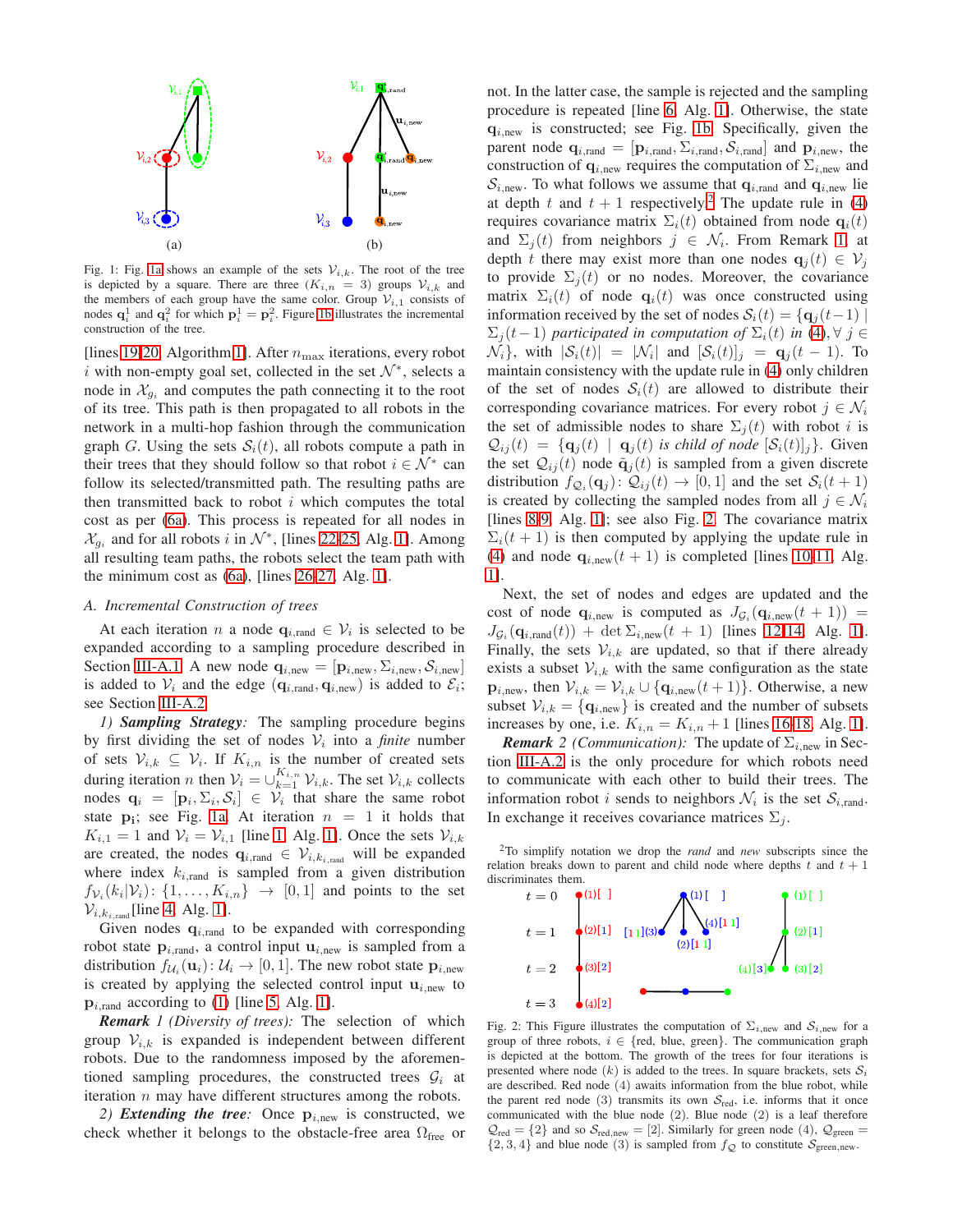Fig. 1: Fig. 1a shows an example of the sets $\mathcal{V}_{i,k}$. The root of the tree is depicted by a square. There are three ($K_{i,n} = 3$) groups $\mathcal{V}_{i,k}$ and the members of each group have the same color. Group $\mathcal{V}_{i,1}$ consists of nodes $\mathbf{q}_i^1$ and $\mathbf{q}_i^2$ for which $\mathbf{p}_i^1 = \mathbf{p}_i^2$. Figure 1b illustrates the incremental construction of the tree.

[lines 19-20, Algorithm 1]. After $n_{\max}$ iterations, every robot $i$ with non-empty goal set, collected in the set $\mathcal{N}^*$, selects a node in $\mathcal{X}_{g_i}$ and computes the path connecting it to the root of its tree. This path is then propagated to all robots in the network in a multi-hop fashion through the communication graph $G$. Using the sets $\mathcal{S}_i(t)$, all robots compute a path in their trees that they should follow so that robot $i \in \mathcal{N}^*$ can follow its selected/transmitted path. The resulting paths are then transmitted back to robot $i$ which computes the total cost as per (6a). This process is repeated for all nodes in $\mathcal{X}_{g_i}$ and for all robots $i$ in $\mathcal{N}^*$, [lines 22-25, Alg. 1]. Among all resulting team paths, the robots select the team path with the minimum cost as (6a), [lines 26-27, Alg. 1].

### A. Incremental Construction of trees

At each iteration $n$ a node $\mathbf{q}_{i,\text{rand}} \in \mathcal{V}_i$ is selected to be expanded according to a sampling procedure described in Section III-A.1. A new node $\mathbf{q}_{i,\text{new}} = [\mathbf{p}_{i,\text{new}}, \Sigma_{i,\text{new}}, \mathcal{S}_{i,\text{new}}]$ is added to $\mathcal{V}_i$ and the edge $(\mathbf{q}_{i,\text{rand}}, \mathbf{q}_{i,\text{new}})$ is added to $\mathcal{E}_i$; see Section III-A.2.

*1) **Sampling Strategy**:* The sampling procedure begins by first dividing the set of nodes $\mathcal{V}_i$ into a *finite* number of sets $\mathcal{V}_{i,k} \subseteq \mathcal{V}_i$. If $K_{i,n}$ is the number of created sets during iteration $n$ then $\mathcal{V}_i = \cup_{k=1}^{K_{i,n}} \mathcal{V}_{i,k}$. The set $\mathcal{V}_{i,k}$ collects nodes $\mathbf{q}_i = [\mathbf{p}_i, \Sigma_i, \mathcal{S}_i] \in \mathcal{V}_i$ that share the same robot state $\mathbf{p_i}$; see Fig. 1a. At iteration $n = 1$ it holds that $K_{i,1} = 1$ and $\mathcal{V}_i = \mathcal{V}_{i,1}$ [line 1, Alg. 1]. Once the sets $\mathcal{V}_{i,k}$ are created, the nodes $\mathbf{q}_{i,\text{rand}} \in \mathcal{V}_{i,k_{i,\text{rand}}}$ will be expanded where index $k_{i,\text{rand}}$ is sampled from a given distribution $f_{\mathcal{V}_i}(k_i|\mathcal{V}_i)\colon \{1,\dots,K_{i,n}\} \to [0,1]$ and points to the set $\mathcal{V}_{i,k_{i,\text{rand}}}$[line 4, Alg. 1].

Given nodes $\mathbf{q}_{i,\text{rand}}$ to be expanded with corresponding robot state $\mathbf{p}_{i,\text{rand}}$, a control input $\mathbf{u}_{i,\text{new}}$ is sampled from a distribution $f_{\mathcal{U}_i}(\mathbf{u}_i)\colon \mathcal{U}_i \to [0,1]$. The new robot state $\mathbf{p}_{i,\text{new}}$ is created by applying the selected control input $\mathbf{u}_{i,\text{new}}$ to $\mathbf{p}_{i,\text{rand}}$ according to (1) [line 5, Alg. 1].

***Remark** 1 (Diversity of trees):* The selection of which group $\mathcal{V}_{i,k}$ is expanded is independent between different robots. Due to the randomness imposed by the aforementioned sampling procedures, the constructed trees $\mathcal{G}_i$ at iteration $n$ may have different structures among the robots.

*2) **Extending the tree**:* Once $\mathbf{p}_{i,\text{new}}$ is constructed, we check whether it belongs to the obstacle-free area $\Omega_{\text{free}}$ or not. In the latter case, the sample is rejected and the sampling procedure is repeated [line 6, Alg. 1]. Otherwise, the state $\mathbf{q}_{i,\text{new}}$ is constructed; see Fig. 1b. Specifically, given the parent node $\mathbf{q}_{i,\text{rand}} = [\mathbf{p}_{i,\text{rand}}, \Sigma_{i,\text{rand}}, \mathcal{S}_{i,\text{rand}}]$ and $\mathbf{p}_{i,\text{new}}$, the construction of $\mathbf{q}_{i,\text{new}}$ requires the computation of $\Sigma_{i,\text{new}}$ and $\mathcal{S}_{i,\text{new}}$. To what follows we assume that $\mathbf{q}_{i,\text{rand}}$ and $\mathbf{q}_{i,\text{new}}$ lie at depth $t$ and $t+1$ respectively.[2] The update rule in (4) requires covariance matrix $\Sigma_i(t)$ obtained from node $\mathbf{q}_i(t)$ and $\Sigma_j(t)$ from neighbors $j \in \mathcal{N}_i$. From Remark 1, at depth $t$ there may exist more than one nodes $\mathbf{q}_j(t) \in \mathcal{V}_j$ to provide $\Sigma_j(t)$ or no nodes. Moreover, the covariance matrix $\Sigma_i(t)$ of node $\mathbf{q}_i(t)$ was once constructed using information received by the set of nodes $\mathcal{S}_i(t) = \{\mathbf{q}_j(t-1) \mid \Sigma_j(t-1)$ *participated in computation of* $\Sigma_i(t)$ *in* (4)$, \forall\, j \in \mathcal{N}_i\}$, with $|\mathcal{S}_i(t)| = |\mathcal{N}_i|$ and $[\mathcal{S}_i(t)]_j = \mathbf{q}_j(t-1)$. To maintain consistency with the update rule in (4) only children of the set of nodes $\mathcal{S}_i(t)$ are allowed to distribute their corresponding covariance matrices. For every robot $j \in \mathcal{N}_i$ the set of admissible nodes to share $\Sigma_j(t)$ with robot $i$ is $\mathcal{Q}_{ij}(t) = \{\mathbf{q}_j(t) \mid \mathbf{q}_j(t)$ *is child of node* $[\mathcal{S}_i(t)]_j\}$. Given the set $\mathcal{Q}_{ij}(t)$ node $\tilde{\mathbf{q}}_j(t)$ is sampled from a given discrete distribution $f_{\mathcal{Q}_i}(\mathbf{q}_j)\colon \mathcal{Q}_{ij}(t) \to [0,1]$ and the set $\mathcal{S}_i(t+1)$ is created by collecting the sampled nodes from all $j \in \mathcal{N}_i$ [lines 8-9, Alg. 1]; see also Fig. 2. The covariance matrix $\Sigma_i(t+1)$ is then computed by applying the update rule in (4) and node $\mathbf{q}_{i,\text{new}}(t+1)$ is completed [lines 10-11, Alg. 1].

Next, the set of nodes and edges are updated and the cost of node $\mathbf{q}_{i,\text{new}}$ is computed as $J_{\mathcal{G}_i}(\mathbf{q}_{i,\text{new}}(t+1)) = J_{\mathcal{G}_i}(\mathbf{q}_{i,\text{rand}}(t)) + \det \Sigma_{i,\text{new}}(t+1)$ [lines 12-14, Alg. 1]. Finally, the sets $\mathcal{V}_{i,k}$ are updated, so that if there already exists a subset $\mathcal{V}_{i,k}$ with the same configuration as the state $\mathbf{p}_{i,\text{new}}$, then $\mathcal{V}_{i,k} = \mathcal{V}_{i,k} \cup \{\mathbf{q}_{i,\text{new}}(t+1)\}$. Otherwise, a new subset $\mathcal{V}_{i,k} = \{\mathbf{q}_{i,\text{new}}\}$ is created and the number of subsets increases by one, i.e. $K_{i,n} = K_{i,n}+1$ [lines 16-18, Alg. 1].

***Remark** 2 (Communication):* The update of $\Sigma_{i,\text{new}}$ in Section III-A.2 is the only procedure for which robots need to communicate with each other to build their trees. The information robot $i$ sends to neighbors $\mathcal{N}_i$ is the set $\mathcal{S}_{i,\text{rand}}$. In exchange it receives covariance matrices $\Sigma_j$.

[2] To simplify notation we drop the *rand* and *new* subscripts since the relation breaks down to parent and child node where depths $t$ and $t+1$ discriminates them.

Fig. 2: This Figure illustrates the computation of $\Sigma_{i,\text{new}}$ and $\mathcal{S}_{i,\text{new}}$ for a group of three robots, $i \in \{\text{red, blue, green}\}$. The communication graph is depicted at the bottom. The growth of the trees for four iterations is presented where node $(k)$ is added to the trees. In square brackets, sets $\mathcal{S}_i$ are described. Red node $(4)$ awaits information from the blue robot, while the parent red node $(3)$ transmits its own $\mathcal{S}_{\text{red}}$, i.e. informs that it once communicated with the blue node $(2)$. Blue node $(2)$ is a leaf therefore $\mathcal{Q}_{\text{red}} = \{2\}$ and so $\mathcal{S}_{\text{red,new}} = [2]$. Similarly for green node $(4)$, $\mathcal{Q}_{\text{green}} = \{2,3,4\}$ and blue node $(3)$ is sampled from $f_{\mathcal{Q}}$ to constitute $\mathcal{S}_{\text{green,new}}$.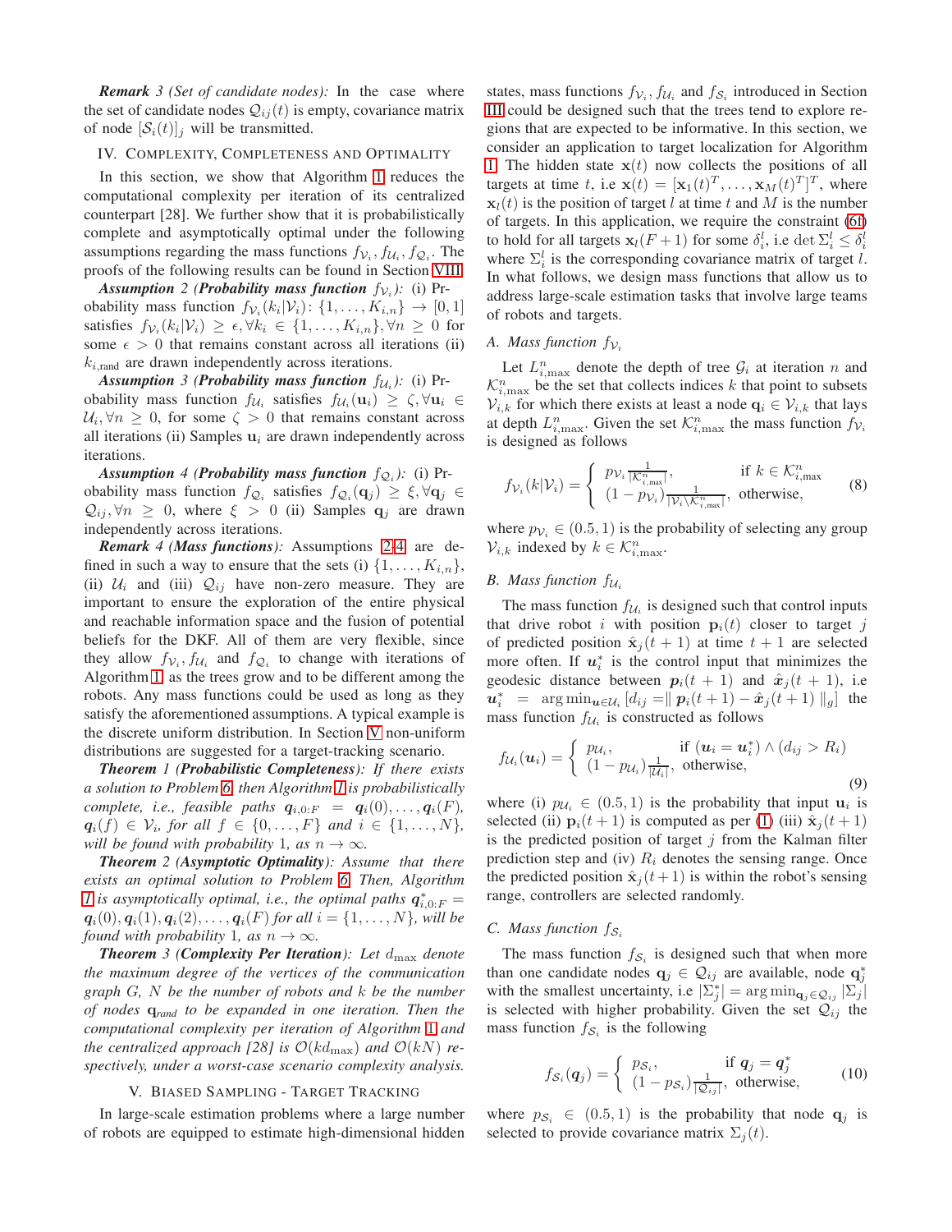***Remark 3 (Set of candidate nodes):*** In the case where the set of candidate nodes $\mathcal{Q}_{ij}(t)$ is empty, covariance matrix of node $[\mathcal{S}_i(t)]_j$ will be transmitted.

## IV. Complexity, Completeness and Optimality

In this section, we show that Algorithm 1 reduces the computational complexity per iteration of its centralized counterpart [28]. We further show that it is probabilistically complete and asymptotically optimal under the following assumptions regarding the mass functions $f_{\mathcal{V}_i}, f_{\mathcal{U}_i}, f_{\mathcal{Q}_i}$. The proofs of the following results can be found in Section VIII.

***Assumption 2 (Probability mass function $f_{\mathcal{V}_i}$):*** (i) Probability mass function $f_{\mathcal{V}_i}(k_i|\mathcal{V}_i)\colon \{1,\dots,K_{i,n}\} \to [0,1]$ satisfies $f_{\mathcal{V}_i}(k_i|\mathcal{V}_i) \geq \epsilon, \forall k_i \in \{1,\dots,K_{i,n}\}, \forall n \geq 0$ for some $\epsilon > 0$ that remains constant across all iterations (ii) $k_{i,\text{rand}}$ are drawn independently across iterations.

***Assumption 3 (Probability mass function $f_{\mathcal{U}_i}$):*** (i) Probability mass function $f_{\mathcal{U}_i}$ satisfies $f_{\mathcal{U}_i}(\mathbf{u}_i) \geq \zeta, \forall \mathbf{u}_i \in \mathcal{U}_i, \forall n \geq 0$, for some $\zeta > 0$ that remains constant across all iterations (ii) Samples $\mathbf{u}_i$ are drawn independently across iterations.

***Assumption 4 (Probability mass function $f_{\mathcal{Q}_i}$):*** (i) Probability mass function $f_{\mathcal{Q}_i}$ satisfies $f_{\mathcal{Q}_i}(\mathbf{q}_j) \geq \xi, \forall \mathbf{q}_j \in \mathcal{Q}_{ij}, \forall n \geq 0$, where $\xi > 0$ (ii) Samples $\mathbf{q}_j$ are drawn independently across iterations.

***Remark 4 (Mass functions):*** Assumptions 2-4 are defined in such a way to ensure that the sets (i) $\{1,\dots,K_{i,n}\}$, (ii) $\mathcal{U}_i$ and (iii) $\mathcal{Q}_{ij}$ have non-zero measure. They are important to ensure the exploration of the entire physical and reachable information space and the fusion of potential beliefs for the DKF. All of them are very flexible, since they allow $f_{\mathcal{V}_i}, f_{\mathcal{U}_i}$ and $f_{\mathcal{Q}_i}$ to change with iterations of Algorithm 1 as the trees grow and to be different among the robots. Any mass functions could be used as long as they satisfy the aforementioned assumptions. A typical example is the discrete uniform distribution. In Section V non-uniform distributions are suggested for a target-tracking scenario.

***Theorem 1 (Probabilistic Completeness):*** *If there exists a solution to Problem 6, then Algorithm 1 is probabilistically complete, i.e., feasible paths $\mathbf{q}_{i,0:F} = \mathbf{q}_i(0),\dots,\mathbf{q}_i(F)$, $\mathbf{q}_i(f) \in \mathcal{V}_i$, for all $f \in \{0,\dots,F\}$ and $i \in \{1,\dots,N\}$, will be found with probability 1, as $n \to \infty$.*

***Theorem 2 (Asymptotic Optimality):*** *Assume that there exists an optimal solution to Problem 6. Then, Algorithm 1 is asymptotically optimal, i.e., the optimal paths $\boldsymbol{q}^*_{i,0:F} = \boldsymbol{q}_i(0), \boldsymbol{q}_i(1), \boldsymbol{q}_i(2),\dots,\boldsymbol{q}_i(F)$ for all $i = \{1,\dots,N\}$, will be found with probability 1, as $n \to \infty$.*

***Theorem 3 (Complexity Per Iteration):*** *Let $d_{\max}$ denote the maximum degree of the vertices of the communication graph $G$, $N$ be the number of robots and $k$ be the number of nodes $\mathbf{q}_{rand}$ to be expanded in one iteration. Then the computational complexity per iteration of Algorithm 1 and the centralized approach [28] is $\mathcal{O}(kd_{\max})$ and $\mathcal{O}(kN)$ respectively, under a worst-case scenario complexity analysis.*

## V. Biased Sampling - Target Tracking

In large-scale estimation problems where a large number of robots are equipped to estimate high-dimensional hidden states, mass functions $f_{\mathcal{V}_i}, f_{\mathcal{U}_i}$ and $f_{\mathcal{S}_i}$ introduced in Section III could be designed such that the trees tend to explore regions that are expected to be informative. In this section, we consider an application to target localization for Algorithm 1. The hidden state $\mathbf{x}(t)$ now collects the positions of all targets at time $t$, i.e $\mathbf{x}(t) = [\mathbf{x}_1(t)^T,\dots,\mathbf{x}_M(t)^T]^T$, where $\mathbf{x}_l(t)$ is the position of target $l$ at time $t$ and $M$ is the number of targets. In this application, we require the constraint (6f) to hold for all targets $\mathbf{x}_l(F+1)$ for some $\delta_i^l$, i.e $\det \Sigma_i^l \leq \delta_i^l$ where $\Sigma_i^l$ is the corresponding covariance matrix of target $l$. In what follows, we design mass functions that allow us to address large-scale estimation tasks that involve large teams of robots and targets.

### A. Mass function $f_{\mathcal{V}_i}$

Let $L^n_{i,\max}$ denote the depth of tree $\mathcal{G}_i$ at iteration $n$ and $\mathcal{K}^n_{i,\max}$ be the set that collects indices $k$ that point to subsets $\mathcal{V}_{i,k}$ for which there exists at least a node $\mathbf{q}_i \in \mathcal{V}_{i,k}$ that lays at depth $L^n_{i,\max}$. Given the set $\mathcal{K}^n_{i,\max}$ the mass function $f_{\mathcal{V}_i}$ is designed as follows

$$f_{\mathcal{V}_i}(k|\mathcal{V}_i) = \begin{cases} p_{\mathcal{V}_i}\frac{1}{|\mathcal{K}^n_{i,\max}|}, & \text{if } k \in \mathcal{K}^n_{i,\max} \\ (1-p_{\mathcal{V}_i})\frac{1}{|\mathcal{V}_i \setminus \mathcal{K}^n_{i,\max}|}, & \text{otherwise,} \end{cases} \tag{8}$$

where $p_{\mathcal{V}_i} \in (0.5, 1)$ is the probability of selecting any group $\mathcal{V}_{i,k}$ indexed by $k \in \mathcal{K}^n_{i,\max}$.

### B. Mass function $f_{\mathcal{U}_i}$

The mass function $f_{\mathcal{U}_i}$ is designed such that control inputs that drive robot $i$ with position $\mathbf{p}_i(t)$ closer to target $j$ of predicted position $\hat{\mathbf{x}}_j(t+1)$ at time $t+1$ are selected more often. If $\boldsymbol{u}_i^*$ is the control input that minimizes the geodesic distance between $\boldsymbol{p}_i(t+1)$ and $\hat{\boldsymbol{x}}_j(t+1)$, i.e $\boldsymbol{u}_i^* = \arg\min_{\boldsymbol{u}\in\mathcal{U}_i} [d_{ij} = \| \boldsymbol{p}_i(t+1) - \hat{\boldsymbol{x}}_j(t+1) \|_g]$ the mass function $f_{\mathcal{U}_i}$ is constructed as follows

$$f_{\mathcal{U}_i}(\boldsymbol{u}_i) = \begin{cases} p_{\mathcal{U}_i}, & \text{if } (\boldsymbol{u}_i = \boldsymbol{u}_i^*) \wedge (d_{ij} > R_i) \\ (1-p_{\mathcal{U}_i})\frac{1}{|\mathcal{U}_i|}, & \text{otherwise,} \end{cases} \tag{9}$$

where (i) $p_{\mathcal{U}_i} \in (0.5, 1)$ is the probability that input $\mathbf{u}_i$ is selected (ii) $\mathbf{p}_i(t+1)$ is computed as per (1) (iii) $\hat{\mathbf{x}}_j(t+1)$ is the predicted position of target $j$ from the Kalman filter prediction step and (iv) $R_i$ denotes the sensing range. Once the predicted position $\hat{\mathbf{x}}_j(t+1)$ is within the robot's sensing range, controllers are selected randomly.

### C. Mass function $f_{\mathcal{S}_i}$

The mass function $f_{\mathcal{S}_i}$ is designed such that when more than one candidate nodes $\mathbf{q}_j \in \mathcal{Q}_{ij}$ are available, node $\mathbf{q}_j^*$ with the smallest uncertainty, i.e $|\Sigma_j^*| = \arg\min_{\mathbf{q}_j\in\mathcal{Q}_{ij}} |\Sigma_j|$ is selected with higher probability. Given the set $\mathcal{Q}_{ij}$ the mass function $f_{\mathcal{S}_i}$ is the following

$$f_{\mathcal{S}_i}(\boldsymbol{q}_j) = \begin{cases} p_{\mathcal{S}_i}, & \text{if } \boldsymbol{q}_j = \boldsymbol{q}_j^* \\ (1-p_{\mathcal{S}_i})\frac{1}{|\mathcal{Q}_{ij}|}, & \text{otherwise,} \end{cases} \tag{10}$$

where $p_{\mathcal{S}_i} \in (0.5, 1)$ is the probability that node $\mathbf{q}_j$ is selected to provide covariance matrix $\Sigma_j(t)$.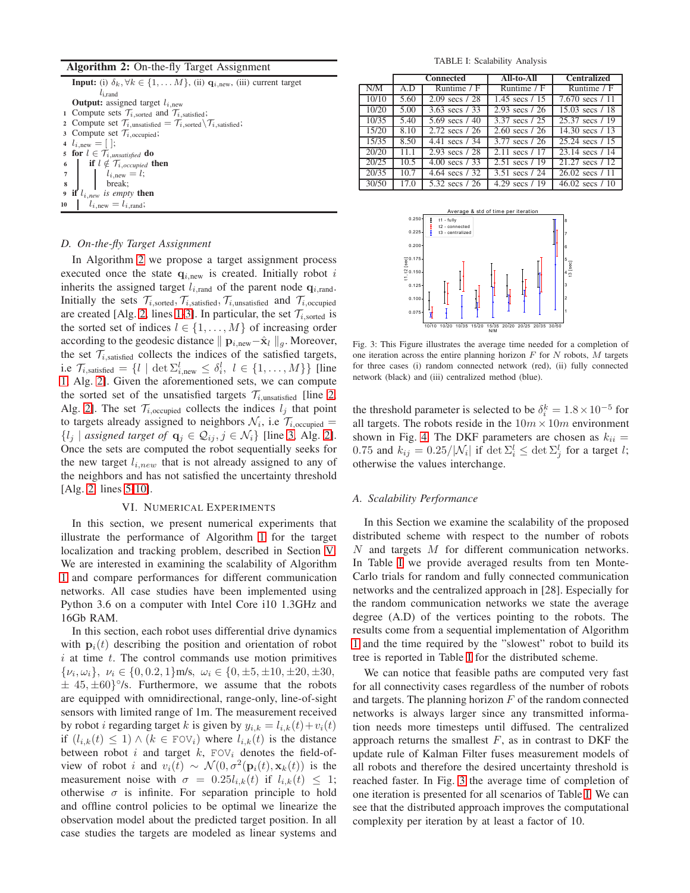**Algorithm 2:** On-the-fly Target Assignment

**Input:** (i) $\delta_k, \forall k \in \{1, \dots M\}$, (ii) $\mathbf{q}_{i,\text{new}}$, (iii) current target $l_{i,\text{rand}}$

**Output:** assigned target $l_{i,\text{new}}$

```
1  Compute sets T_{i,sorted} and T_{i,satisfied};
2  Compute set T_{i,unsatisfied} = T_{i,sorted} \ T_{i,satisfied};
3  Compute set T_{i,occupied};
4  l_{i,new} = [ ];
5  for l ∈ T_{i,unsatisfied} do
6      if l ∉ T_{i,occupied} then
7          l_{i,new} = l;
8          break;
9  if l_{i,new} is empty then
10     l_{i,new} = l_{i,rand};
```

### D. On-the-fly Target Assignment

In Algorithm 2 we propose a target assignment process executed once the state $\mathbf{q}_{i,\text{new}}$ is created. Initially robot $i$ inherits the assigned target $l_{i,\text{rand}}$ of the parent node $\mathbf{q}_{i,\text{rand}}$. Initially the sets $\mathcal{T}_{i,\text{sorted}}, \mathcal{T}_{i,\text{satisfied}}, \mathcal{T}_{i,\text{unsatisfied}}$ and $\mathcal{T}_{i,\text{occupied}}$ are created [Alg. 2, lines 1-3]. In particular, the set $\mathcal{T}_{i,\text{sorted}}$ is the sorted set of indices $l \in \{1, \dots, M\}$ of increasing order according to the geodesic distance $\| \mathbf{p}_{i,\text{new}} - \hat{\mathbf{x}}_l \|_g$. Moreover, the set $\mathcal{T}_{i,\text{satisfied}}$ collects the indices of the satisfied targets, i.e $\mathcal{T}_{i,\text{satisfied}} = \{l \mid \det \Sigma^l_{i,\text{new}} \leq \delta^l_i, \ l \in \{1, \dots, M\}\}$ [line 1, Alg. 2]. Given the aforementioned sets, we can compute the sorted set of the unsatisfied targets $\mathcal{T}_{i,\text{unsatisfied}}$ [line 2, Alg. 2]. The set $\mathcal{T}_{i,\text{occupied}}$ collects the indices $l_j$ that point to targets already assigned to neighbors $\mathcal{N}_i$, i.e $\mathcal{T}_{i,\text{occupied}} = \{l_j \mid \textit{assigned target of } \mathbf{q}_j \in \mathcal{Q}_{ij}, j \in \mathcal{N}_i\}$ [line 3, Alg. 2]. Once the sets are computed the robot sequentially seeks for the new target $l_{i,new}$ that is not already assigned to any of the neighbors and has not satisfied the uncertainty threshold [Alg. 2, lines 5-10].

## VI. Numerical Experiments

In this section, we present numerical experiments that illustrate the performance of Algorithm 1 for the target localization and tracking problem, described in Section V. We are interested in examining the scalability of Algorithm 1 and compare performances for different communication networks. All case studies have been implemented using Python 3.6 on a computer with Intel Core i10 1.3GHz and 16Gb RAM.

In this section, each robot uses differential drive dynamics with $\mathbf{p}_i(t)$ describing the position and orientation of robot $i$ at time $t$. The control commands use motion primitives $\{\nu_i, \omega_i\}$, $\nu_i \in \{0, 0.2, 1\}$m/s, $\omega_i \in \{0, \pm5, \pm10, \pm20, \pm30, \pm 45, \pm60\}^\circ$/s. Furthermore, we assume that the robots are equipped with omnidirectional, range-only, line-of-sight sensors with limited range of 1m. The measurement received by robot $i$ regarding target $k$ is given by $y_{i,k} = l_{i,k}(t) + v_i(t)$ if $(l_{i,k}(t) \leq 1) \land (k \in \texttt{FOV}_i)$ where $l_{i,k}(t)$ is the distance between robot $i$ and target $k$, $\texttt{FOV}_i$ denotes the field-of-view of robot $i$ and $v_i(t) \sim \mathcal{N}(0, \sigma^2(\mathbf{p}_i(t), \mathbf{x}_k(t))$ is the measurement noise with $\sigma = 0.25 l_{i,k}(t)$ if $l_{i,k}(t) \leq 1$; otherwise $\sigma$ is infinite. For separation principle to hold and offline control policies to be optimal we linearize the observation model about the predicted target position. In all case studies the targets are modeled as linear systems and the threshold parameter is selected to be $\delta^k_i = 1.8 \times 10^{-5}$ for all targets. The robots reside in the $10m \times 10m$ environment shown in Fig. 4. The DKF parameters are chosen as $k_{ii} = 0.75$ and $k_{ij} = 0.25/|\mathcal{N}_i|$ if $\det \Sigma^l_i \leq \det \Sigma^l_j$ for a target $l$; otherwise the values interchange.

TABLE I: Scalability Analysis

| | Connected | | All-to-All | Centralized |
|---|---|---|---|---|
| N/M | A.D | Runtime / F | Runtime / F | Runtime / F |
| 10/10 | 5.60 | 2.09 secs / 28 | 1.45 secs / 15 | 7.670 secs / 11 |
| 10/20 | 5.00 | 3.63 secs / 33 | 2.93 secs / 26 | 15.03 secs / 18 |
| 10/35 | 5.40 | 5.69 secs / 40 | 3.37 secs / 25 | 25.37 secs / 19 |
| 15/20 | 8.10 | 2.72 secs / 26 | 2.60 secs / 26 | 14.30 secs / 13 |
| 15/35 | 8.50 | 4.41 secs / 34 | 3.77 secs / 26 | 25.24 secs / 15 |
| 20/20 | 11.1 | 2.93 secs / 28 | 2.11 secs / 17 | 23.14 secs / 14 |
| 20/25 | 10.5 | 4.00 secs / 33 | 2.51 secs / 19 | 21.27 secs / 12 |
| 20/35 | 10.7 | 4.64 secs / 32 | 3.51 secs / 24 | 26.02 secs / 11 |
| 30/50 | 17.0 | 5.32 secs / 26 | 4.29 secs / 19 | 46.02 secs / 10 |

Fig. 3: This Figure illustrates the average time needed for a completion of one iteration across the entire planning horizon $F$ for $N$ robots, $M$ targets for three cases (i) random connected network (red), (ii) fully connected network (black) and (iii) centralized method (blue).

### A. Scalability Performance

In this Section we examine the scalability of the proposed distributed scheme with respect to the number of robots $N$ and targets $M$ for different communication networks. In Table I we provide averaged results from ten Monte-Carlo trials for random and fully connected communication networks and the centralized approach in [28]. Especially for the random communication networks we state the average degree (A.D) of the vertices pointing to the robots. The results come from a sequential implementation of Algorithm 1 and the time required by the "slowest" robot to build its tree is reported in Table I for the distributed scheme.

We can notice that feasible paths are computed very fast for all connectivity cases regardless of the number of robots and targets. The planning horizon $F$ of the random connected networks is always larger since any transmitted information needs more timesteps until diffused. The centralized approach returns the smallest $F$, as in contrast to DKF the update rule of Kalman Filter fuses measurement models of all robots and therefore the desired uncertainty threshold is reached faster. In Fig. 3 the average time of completion of one iteration is presented for all scenarios of Table I. We can see that the distributed approach improves the computational complexity per iteration by at least a factor of 10.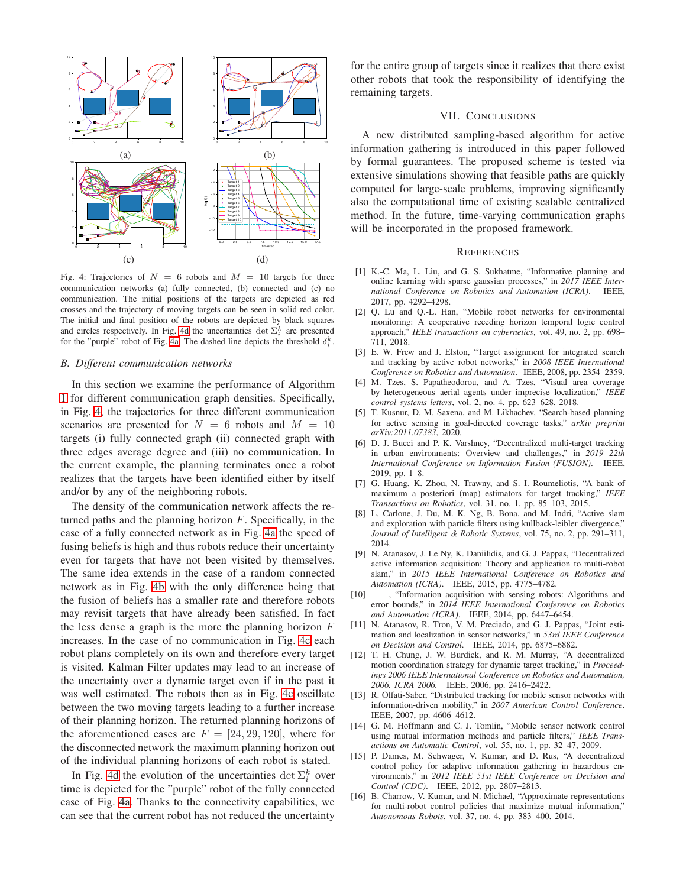Fig. 4: Trajectories of $N = 6$ robots and $M = 10$ targets for three communication networks (a) fully connected, (b) connected and (c) no communication. The initial positions of the targets are depicted as red crosses and the trajectory of moving targets can be seen in solid red color. The initial and final position of the robots are depicted by black squares and circles respectively. In Fig. 4d the uncertainties $\det \Sigma_i^k$ are presented for the "purple" robot of Fig. 4a. The dashed line depicts the threshold $\delta_i^k$.

### B. Different communication networks

In this section we examine the performance of Algorithm 1 for different communication graph densities. Specifically, in Fig. 4, the trajectories for three different communication scenarios are presented for $N = 6$ robots and $M = 10$ targets (i) fully connected graph (ii) connected graph with three edges average degree and (iii) no communication. In the current example, the planning terminates once a robot realizes that the targets have been identified either by itself and/or by any of the neighboring robots.

The density of the communication network affects the returned paths and the planning horizon $F$. Specifically, in the case of a fully connected network as in Fig. 4a the speed of fusing beliefs is high and thus robots reduce their uncertainty even for targets that have not been visited by themselves. The same idea extends in the case of a random connected network as in Fig. 4b with the only difference being that the fusion of beliefs has a smaller rate and therefore robots may revisit targets that have already been satisfied. In fact the less dense a graph is the more the planning horizon $F$ increases. In the case of no communication in Fig. 4c each robot plans completely on its own and therefore every target is visited. Kalman Filter updates may lead to an increase of the uncertainty over a dynamic target even if in the past it was well estimated. The robots then as in Fig. 4c oscillate between the two moving targets leading to a further increase of their planning horizon. The returned planning horizons of the aforementioned cases are $F = [24, 29, 120]$, where for the disconnected network the maximum planning horizon out of the individual planning horizons of each robot is stated.

In Fig. 4d the evolution of the uncertainties $\det \Sigma_i^k$ over time is depicted for the "purple" robot of the fully connected case of Fig. 4a. Thanks to the connectivity capabilities, we can see that the current robot has not reduced the uncertainty for the entire group of targets since it realizes that there exist other robots that took the responsibility of identifying the remaining targets.

## VII. Conclusions

A new distributed sampling-based algorithm for active information gathering is introduced in this paper followed by formal guarantees. The proposed scheme is tested via extensive simulations showing that feasible paths are quickly computed for large-scale problems, improving significantly also the computational time of existing scalable centralized method. In the future, time-varying communication graphs will be incorporated in the proposed framework.

## References

[1] K.-C. Ma, L. Liu, and G. S. Sukhatme, "Informative planning and online learning with sparse gaussian processes," in *2017 IEEE International Conference on Robotics and Automation (ICRA)*. IEEE, 2017, pp. 4292–4298.

[2] Q. Lu and Q.-L. Han, "Mobile robot networks for environmental monitoring: A cooperative receding horizon temporal logic control approach," *IEEE transactions on cybernetics*, vol. 49, no. 2, pp. 698–711, 2018.

[3] E. W. Frew and J. Elston, "Target assignment for integrated search and tracking by active robot networks," in *2008 IEEE International Conference on Robotics and Automation*. IEEE, 2008, pp. 2354–2359.

[4] M. Tzes, S. Papatheodorou, and A. Tzes, "Visual area coverage by heterogeneous aerial agents under imprecise localization," *IEEE control systems letters*, vol. 2, no. 4, pp. 623–628, 2018.

[5] T. Kusnur, D. M. Saxena, and M. Likhachev, "Search-based planning for active sensing in goal-directed coverage tasks," *arXiv preprint arXiv:2011.07383*, 2020.

[6] D. J. Bucci and P. K. Varshney, "Decentralized multi-target tracking in urban environments: Overview and challenges," in *2019 22th International Conference on Information Fusion (FUSION)*. IEEE, 2019, pp. 1–8.

[7] G. Huang, K. Zhou, N. Trawny, and S. I. Roumeliotis, "A bank of maximum a posteriori (map) estimators for target tracking," *IEEE Transactions on Robotics*, vol. 31, no. 1, pp. 85–103, 2015.

[8] L. Carlone, J. Du, M. K. Ng, B. Bona, and M. Indri, "Active slam and exploration with particle filters using kullback-leibler divergence," *Journal of Intelligent & Robotic Systems*, vol. 75, no. 2, pp. 291–311, 2014.

[9] N. Atanasov, J. Le Ny, K. Daniilidis, and G. J. Pappas, "Decentralized active information acquisition: Theory and application to multi-robot slam," in *2015 IEEE International Conference on Robotics and Automation (ICRA)*. IEEE, 2015, pp. 4775–4782.

[10] ——, "Information acquisition with sensing robots: Algorithms and error bounds," in *2014 IEEE International Conference on Robotics and Automation (ICRA)*. IEEE, 2014, pp. 6447–6454.

[11] N. Atanasov, R. Tron, V. M. Preciado, and G. J. Pappas, "Joint estimation and localization in sensor networks," in *53rd IEEE Conference on Decision and Control*. IEEE, 2014, pp. 6875–6882.

[12] T. H. Chung, J. W. Burdick, and R. M. Murray, "A decentralized motion coordination strategy for dynamic target tracking," in *Proceedings 2006 IEEE International Conference on Robotics and Automation, 2006. ICRA 2006.* IEEE, 2006, pp. 2416–2422.

[13] R. Olfati-Saber, "Distributed tracking for mobile sensor networks with information-driven mobility," in *2007 American Control Conference*. IEEE, 2007, pp. 4606–4612.

[14] G. M. Hoffmann and C. J. Tomlin, "Mobile sensor network control using mutual information methods and particle filters," *IEEE Transactions on Automatic Control*, vol. 55, no. 1, pp. 32–47, 2009.

[15] P. Dames, M. Schwager, V. Kumar, and D. Rus, "A decentralized control policy for adaptive information gathering in hazardous environments," in *2012 IEEE 51st IEEE Conference on Decision and Control (CDC)*. IEEE, 2012, pp. 2807–2813.

[16] B. Charrow, V. Kumar, and N. Michael, "Approximate representations for multi-robot control policies that maximize mutual information," *Autonomous Robots*, vol. 37, no. 4, pp. 383–400, 2014.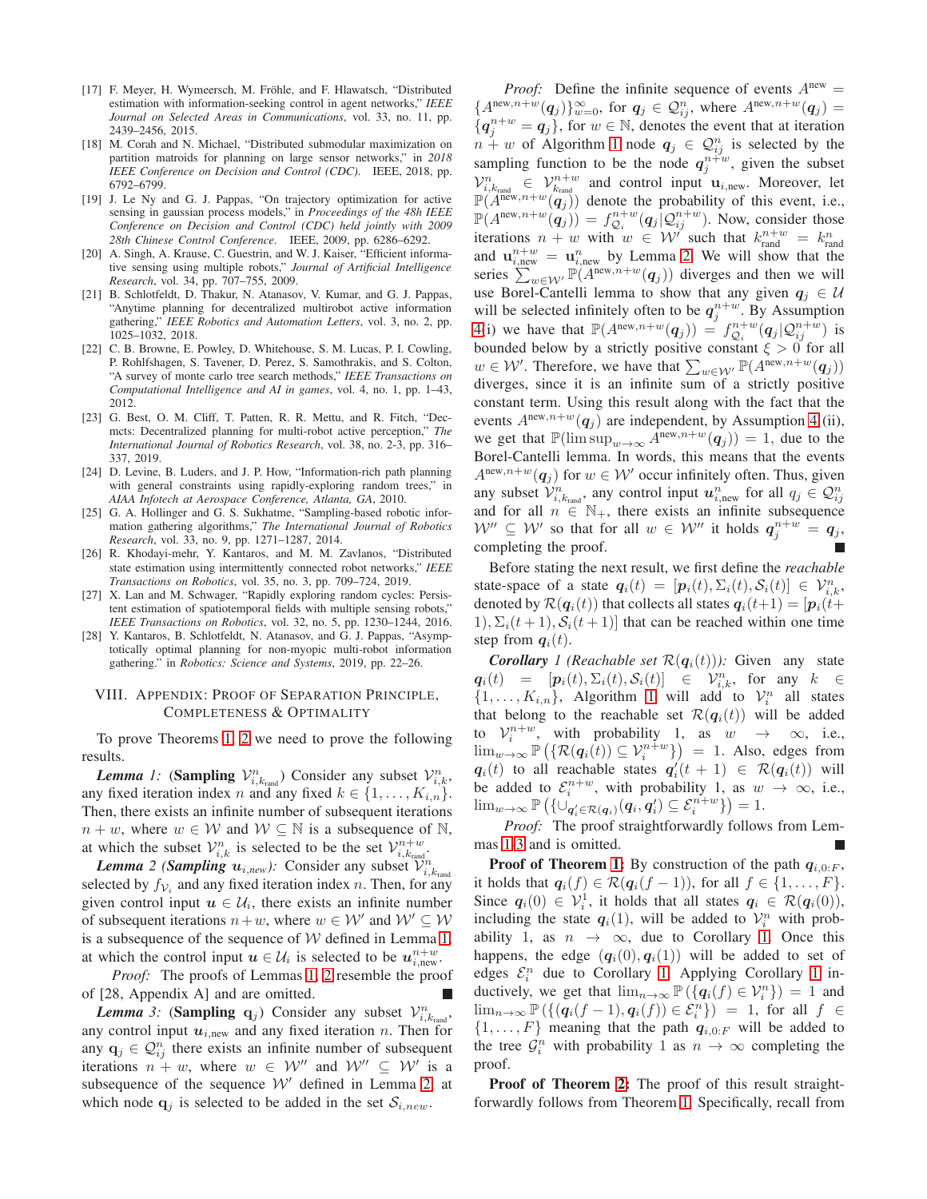[17] F. Meyer, H. Wymeersch, M. Fröhle, and F. Hlawatsch, "Distributed estimation with information-seeking control in agent networks," *IEEE Journal on Selected Areas in Communications*, vol. 33, no. 11, pp. 2439–2456, 2015.

[18] M. Corah and N. Michael, "Distributed submodular maximization on partition matroids for planning on large sensor networks," in *2018 IEEE Conference on Decision and Control (CDC)*. IEEE, 2018, pp. 6792–6799.

[19] J. Le Ny and G. J. Pappas, "On trajectory optimization for active sensing in gaussian process models," in *Proceedings of the 48h IEEE Conference on Decision and Control (CDC) held jointly with 2009 28th Chinese Control Conference*. IEEE, 2009, pp. 6286–6292.

[20] A. Singh, A. Krause, C. Guestrin, and W. J. Kaiser, "Efficient informative sensing using multiple robots," *Journal of Artificial Intelligence Research*, vol. 34, pp. 707–755, 2009.

[21] B. Schlotfeldt, D. Thakur, N. Atanasov, V. Kumar, and G. J. Pappas, "Anytime planning for decentralized multirobot active information gathering," *IEEE Robotics and Automation Letters*, vol. 3, no. 2, pp. 1025–1032, 2018.

[22] C. B. Browne, E. Powley, D. Whitehouse, S. M. Lucas, P. I. Cowling, P. Rohlfshagen, S. Tavener, D. Perez, S. Samothrakis, and S. Colton, "A survey of monte carlo tree search methods," *IEEE Transactions on Computational Intelligence and AI in games*, vol. 4, no. 1, pp. 1–43, 2012.

[23] G. Best, O. M. Cliff, T. Patten, R. R. Mettu, and R. Fitch, "Dec-mcts: Decentralized planning for multi-robot active perception," *The International Journal of Robotics Research*, vol. 38, no. 2-3, pp. 316–337, 2019.

[24] D. Levine, B. Luders, and J. P. How, "Information-rich path planning with general constraints using rapidly-exploring random trees," in *AIAA Infotech at Aerospace Conference, Atlanta, GA*, 2010.

[25] G. A. Hollinger and G. S. Sukhatme, "Sampling-based robotic information gathering algorithms," *The International Journal of Robotics Research*, vol. 33, no. 9, pp. 1271–1287, 2014.

[26] R. Khodayi-mehr, Y. Kantaros, and M. M. Zavlanos, "Distributed state estimation using intermittently connected robot networks," *IEEE Transactions on Robotics*, vol. 35, no. 3, pp. 709–724, 2019.

[27] X. Lan and M. Schwager, "Rapidly exploring random cycles: Persistent estimation of spatiotemporal fields with multiple sensing robots," *IEEE Transactions on Robotics*, vol. 32, no. 5, pp. 1230–1244, 2016.

[28] Y. Kantaros, B. Schlotfeldt, N. Atanasov, and G. J. Pappas, "Asymptotically optimal planning for non-myopic multi-robot information gathering." in *Robotics: Science and Systems*, 2019, pp. 22–26.

## VIII. Appendix: Proof of Separation Principle, Completeness & Optimality

To prove Theorems 1, 2 we need to prove the following results.

***Lemma 1:*** (**Sampling** $\mathcal{V}^n_{i,k_{\text{rand}}}$) Consider any subset $\mathcal{V}^n_{i,k}$, any fixed iteration index $n$ and any fixed $k \in \{1,\dots,K_{i,n}\}$. Then, there exists an infinite number of subsequent iterations $n+w$, where $w \in \mathcal{W}$ and $\mathcal{W} \subseteq \mathbb{N}$ is a subsequence of $\mathbb{N}$, at which the subset $\mathcal{V}^n_{i,k}$ is selected to be the set $\mathcal{V}^{n+w}_{i,k_{\text{rand}}}$.

***Lemma 2*** ***(Sampling*** $\mathbf{u}_{i,new}$***):*** Consider any subset $\mathcal{V}^n_{i,k_{\text{rand}}}$ selected by $f_{\mathcal{V}_i}$ and any fixed iteration index $n$. Then, for any given control input $\boldsymbol{u} \in \mathcal{U}_i$, there exists an infinite number of subsequent iterations $n+w$, where $w \in \mathcal{W}'$ and $\mathcal{W}' \subseteq \mathcal{W}$ is a subsequence of the sequence of $\mathcal{W}$ defined in Lemma 1, at which the control input $\boldsymbol{u} \in \mathcal{U}_i$ is selected to be $\boldsymbol{u}^{n+w}_{i,\text{new}}$.

*Proof:* The proofs of Lemmas 1, 2 resemble the proof of [28, Appendix A] and are omitted. ∎

***Lemma 3:*** (**Sampling** $\mathbf{q}_j$) Consider any subset $\mathcal{V}^n_{i,k_{\text{rand}}}$, any control input $\boldsymbol{u}_{i,\text{new}}$ and any fixed iteration $n$. Then for any $\mathbf{q}_j \in \mathcal{Q}^n_{ij}$ there exists an infinite number of subsequent iterations $n+w$, where $w \in \mathcal{W}''$ and $\mathcal{W}'' \subseteq \mathcal{W}'$ is a subsequence of the sequence $\mathcal{W}'$ defined in Lemma 2, at which node $\mathbf{q}_j$ is selected to be added in the set $\mathcal{S}_{i,new}$.

*Proof:* Define the infinite sequence of events $A^{\text{new}} = \{A^{\text{new},n+w}(\boldsymbol{q}_j)\}_{w=0}^{\infty}$, for $\boldsymbol{q}_j \in \mathcal{Q}^n_{ij}$, where $A^{\text{new},n+w}(\boldsymbol{q}_j) = \{\boldsymbol{q}^{n+w}_j = \boldsymbol{q}_j\}$, for $w \in \mathbb{N}$, denotes the event that at iteration $n+w$ of Algorithm 1 node $\boldsymbol{q}_j \in \mathcal{Q}^n_{ij}$ is selected by the sampling function to be the node $\boldsymbol{q}^{n+w}_j$, given the subset $\mathcal{V}^n_{i,k_{\text{rand}}} \in \mathcal{V}^{n+w}_{k_{\text{rand}}}$ and control input $\mathbf{u}_{i,\text{new}}$. Moreover, let $\mathbb{P}(A^{\text{new},n+w}(\boldsymbol{q}_j))$ denote the probability of this event, i.e., $\mathbb{P}(A^{\text{new},n+w}(\boldsymbol{q}_j)) = f^{n+w}_{\mathcal{Q}_i}(\boldsymbol{q}_j|\mathcal{Q}^{n+w}_{ij})$. Now, consider those iterations $n+w$ with $w \in \mathcal{W}'$ such that $k^{n+w}_{\text{rand}} = k^n_{\text{rand}}$ and $\mathbf{u}^{n+w}_{i,\text{new}} = \mathbf{u}^n_{i,\text{new}}$ by Lemma 2. We will show that the series $\sum_{w\in\mathcal{W}'}\mathbb{P}(A^{\text{new},n+w}(\boldsymbol{q}_j))$ diverges and then we will use Borel-Cantelli lemma to show that any given $\boldsymbol{q}_j \in \mathcal{U}$ will be selected infinitely often to be $\boldsymbol{q}^{n+w}_j$. By Assumption 4(i) we have that $\mathbb{P}(A^{\text{new},n+w}(\boldsymbol{q}_j)) = f^{n+w}_{\mathcal{Q}_i}(\boldsymbol{q}_j|\mathcal{Q}^{n+w}_{ij})$ is bounded below by a strictly positive constant $\xi > 0$ for all $w \in \mathcal{W}'$. Therefore, we have that $\sum_{w\in\mathcal{W}'}\mathbb{P}(A^{\text{new},n+w}(\boldsymbol{q}_j))$ diverges, since it is an infinite sum of a strictly positive constant term. Using this result along with the fact that the events $A^{\text{new},n+w}(\boldsymbol{q}_j)$ are independent, by Assumption 4 (ii), we get that $\mathbb{P}(\limsup_{w\to\infty} A^{\text{new},n+w}(\boldsymbol{q}_j)) = 1$, due to the Borel-Cantelli lemma. In words, this means that the events $A^{\text{new},n+w}(\boldsymbol{q}_j)$ for $w \in \mathcal{W}'$ occur infinitely often. Thus, given any subset $\mathcal{V}^n_{i,k_{\text{rand}}}$, any control input $\boldsymbol{u}^n_{i,\text{new}}$ for all $q_j \in \mathcal{Q}^n_{ij}$ and for all $n \in \mathbb{N}_+$, there exists an infinite subsequence $\mathcal{W}'' \subseteq \mathcal{W}'$ so that for all $w \in \mathcal{W}''$ it holds $\boldsymbol{q}^{n+w}_j = \boldsymbol{q}_j$, completing the proof. ∎

Before stating the next result, we first define the *reachable* state-space of a state $\boldsymbol{q}_i(t) = [\boldsymbol{p}_i(t), \Sigma_i(t), \mathcal{S}_i(t)] \in \mathcal{V}^n_{i,k}$, denoted by $\mathcal{R}(\boldsymbol{q}_i(t))$ that collects all states $\boldsymbol{q}_i(t+1) = [\boldsymbol{p}_i(t+1), \Sigma_i(t+1), \mathcal{S}_i(t+1)]$ that can be reached within one time step from $\boldsymbol{q}_i(t)$.

***Corollary 1 (Reachable set*** $\mathcal{R}(\boldsymbol{q}_i(t))$***):*** Given any state $\boldsymbol{q}_i(t) = [\boldsymbol{p}_i(t), \Sigma_i(t), \mathcal{S}_i(t)] \in \mathcal{V}^n_{i,k}$, for any $k \in \{1,\dots,K_{i,n}\}$, Algorithm 1 will add to $\mathcal{V}^n_i$ all states that belong to the reachable set $\mathcal{R}(\boldsymbol{q}_i(t))$ will be added to $\mathcal{V}^{n+w}_i$, with probability 1, as $w \to \infty$, i.e., $\lim_{w\to\infty}\mathbb{P}\left(\{\mathcal{R}(\boldsymbol{q}_i(t)) \subseteq \mathcal{V}^{n+w}_i\}\right) = 1$. Also, edges from $\boldsymbol{q}_i(t)$ to all reachable states $\boldsymbol{q}'_i(t+1) \in \mathcal{R}(\boldsymbol{q}_i(t))$ will be added to $\mathcal{E}^{n+w}_i$, with probability 1, as $w \to \infty$, i.e., $\lim_{w\to\infty}\mathbb{P}\left(\{\cup_{\boldsymbol{q}'_i\in\mathcal{R}(\boldsymbol{q}_i)}(\boldsymbol{q}_i, \boldsymbol{q}'_i) \subseteq \mathcal{E}^{n+w}_i\}\right) = 1$.

*Proof:* The proof straightforwardly follows from Lemmas 1-3 and is omitted. ∎

**Proof of Theorem 1:** By construction of the path $\boldsymbol{q}_{i,0:F}$, it holds that $\boldsymbol{q}_i(f) \in \mathcal{R}(\boldsymbol{q}_i(f-1))$, for all $f \in \{1,\dots,F\}$. Since $\boldsymbol{q}_i(0) \in \mathcal{V}^1_i$, it holds that all states $\boldsymbol{q}_i \in \mathcal{R}(\boldsymbol{q}_i(0))$, including the state $\boldsymbol{q}_i(1)$, will be added to $\mathcal{V}^n_i$ with probability 1, as $n \to \infty$, due to Corollary 1. Once this happens, the edge $(\boldsymbol{q}_i(0), \boldsymbol{q}_i(1))$ will be added to set of edges $\mathcal{E}^n_i$ due to Corollary 1. Applying Corollary 1 inductively, we get that $\lim_{n\to\infty}\mathbb{P}\left(\{\boldsymbol{q}_i(f) \in \mathcal{V}^n_i\}\right) = 1$ and $\lim_{n\to\infty}\mathbb{P}\left(\{(\boldsymbol{q}_i(f-1), \boldsymbol{q}_i(f)) \in \mathcal{E}^n_i\}\right) = 1$, for all $f \in \{1,\dots,F\}$ meaning that the path $\boldsymbol{q}_{i,0:F}$ will be added to the tree $\mathcal{G}^n_i$ with probability 1 as $n \to \infty$ completing the proof.

**Proof of Theorem 2:** The proof of this result straightforwardly follows from Theorem 1. Specifically, recall from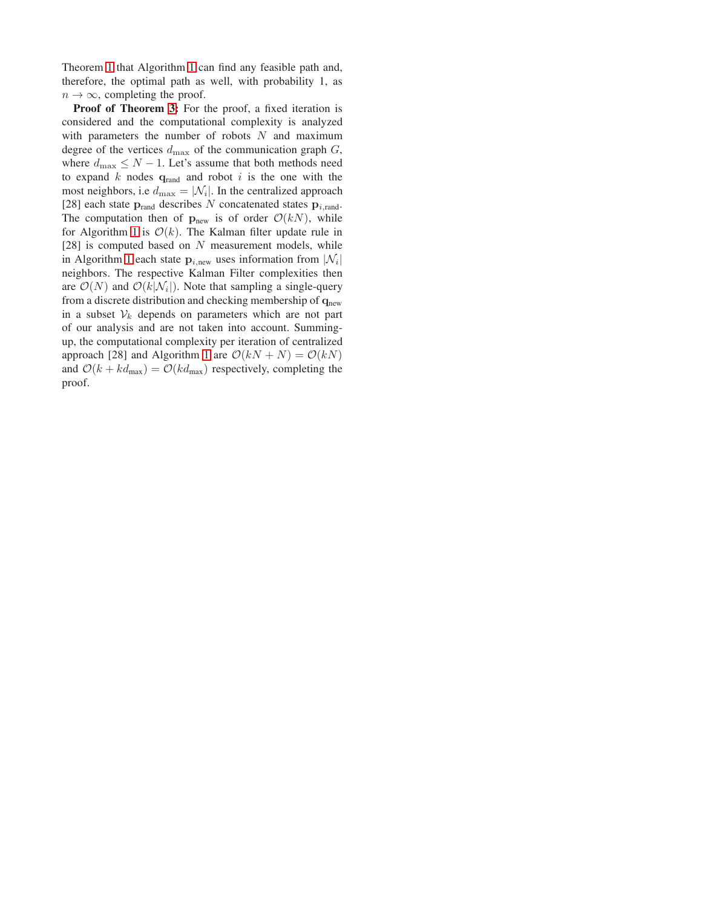Theorem 1 that Algorithm 1 can find any feasible path and, therefore, the optimal path as well, with probability 1, as $n \to \infty$, completing the proof.

**Proof of Theorem 3:** For the proof, a fixed iteration is considered and the computational complexity is analyzed with parameters the number of robots $N$ and maximum degree of the vertices $d_{\max}$ of the communication graph $G$, where $d_{\max} \leq N-1$. Let's assume that both methods need to expand $k$ nodes $\mathbf{q}_{\text{rand}}$ and robot $i$ is the one with the most neighbors, i.e $d_{\max} = |\mathcal{N}_i|$. In the centralized approach [28] each state $\mathbf{p}_{\text{rand}}$ describes $N$ concatenated states $\mathbf{p}_{i,\text{rand}}$. The computation then of $\mathbf{p}_{\text{new}}$ is of order $\mathcal{O}(kN)$, while for Algorithm 1 is $\mathcal{O}(k)$. The Kalman filter update rule in [28] is computed based on $N$ measurement models, while in Algorithm 1 each state $\mathbf{p}_{i,\text{new}}$ uses information from $|\mathcal{N}_i|$ neighbors. The respective Kalman Filter complexities then are $\mathcal{O}(N)$ and $\mathcal{O}(k|\mathcal{N}_i|)$. Note that sampling a single-query from a discrete distribution and checking membership of $\mathbf{q}_{\text{new}}$ in a subset $\mathcal{V}_k$ depends on parameters which are not part of our analysis and are not taken into account. Summing-up, the computational complexity per iteration of centralized approach [28] and Algorithm 1 are $\mathcal{O}(kN + N) = \mathcal{O}(kN)$ and $\mathcal{O}(k + kd_{\max}) = \mathcal{O}(kd_{\max})$ respectively, completing the proof.